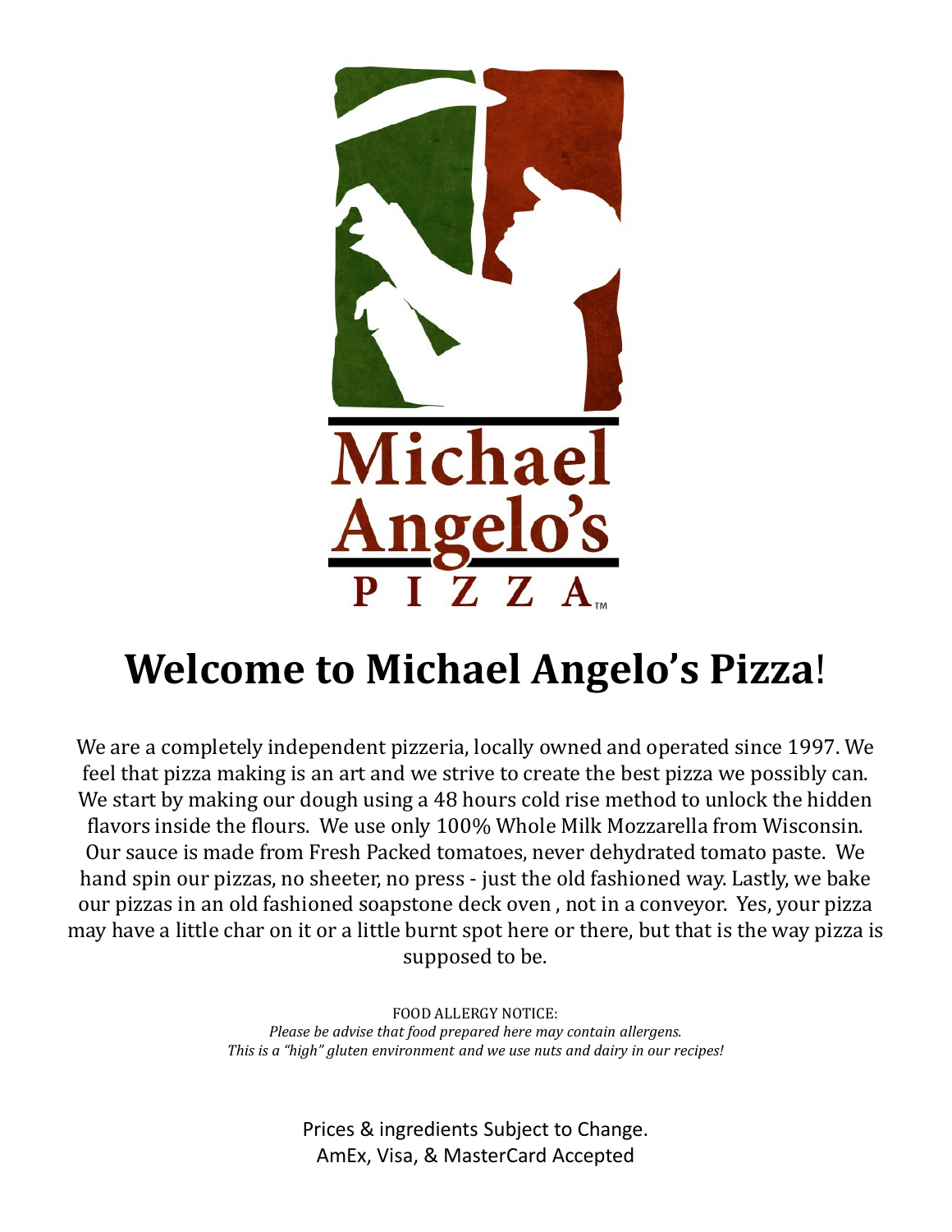# Welcome to Michael Angelo's Pizza!

We are a completely independent pizzeria, locally owned and operated since 1997. We feel that pizza making is an art and we strive to create the best pizza we possibly can. We start by making our dough using a 48 hours cold rise method to unlock the hidden flavors inside the flours. We use only 100% Whole Milk Mozzarella from Wisconsin. Our sauce is made from Fresh Packed tomatoes, never dehydrated tomato paste. We hand spin our pizzas, no sheeter, no press - just the old fashioned way. Lastly, we bake our pizzas in an old fashioned soapstone deck oven , not in a conveyor. Yes, your pizza may have a little char on it or a little burnt spot here or there, but that is the way pizza is supposed to be.

FOOD ALLERGY NOTICE:
*Please be advise that food prepared here may contain allergens.*
*This is a "high" gluten environment and we use nuts and dairy in our recipes!*

Prices & ingredients Subject to Change.
AmEx, Visa, & MasterCard Accepted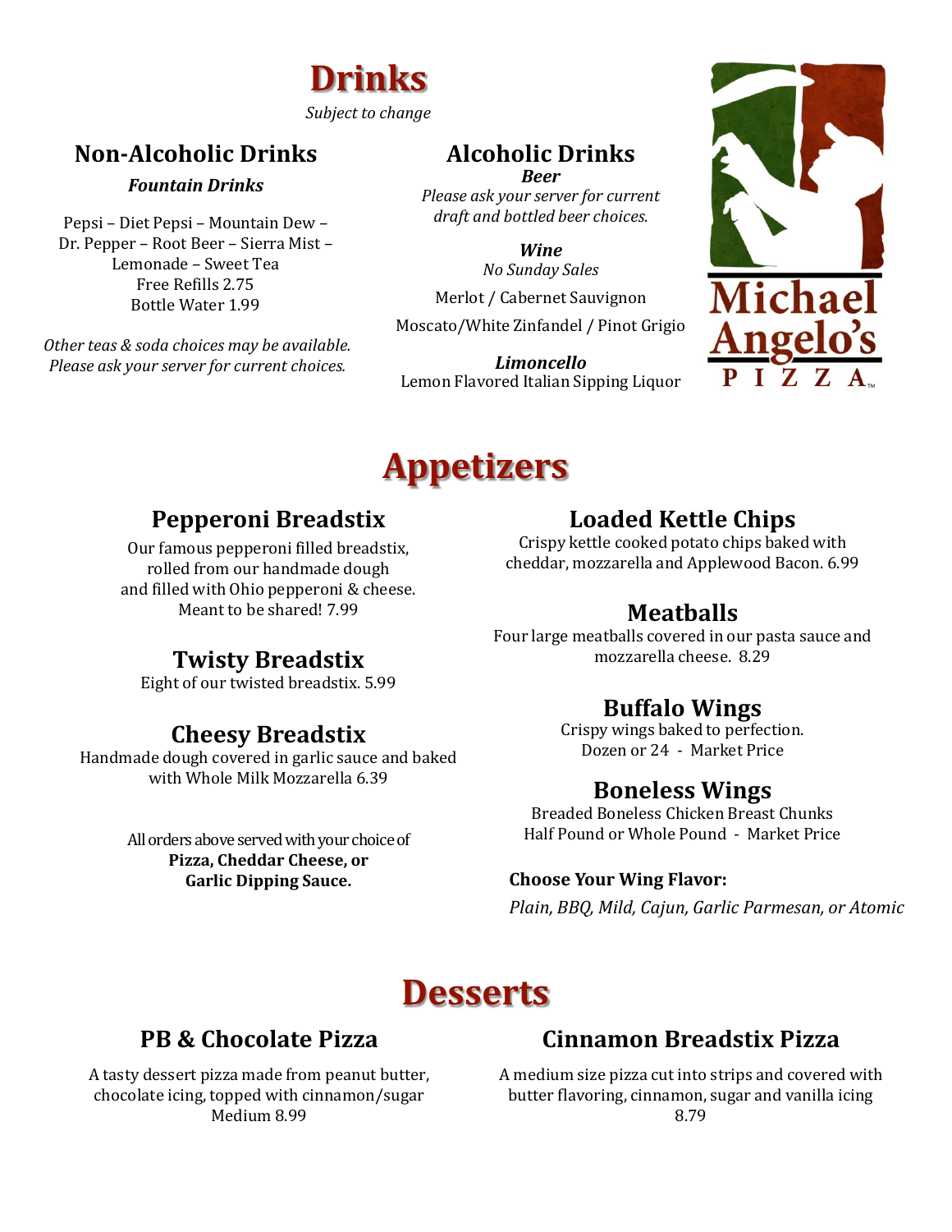# Drinks

*Subject to change*

## Non-Alcoholic Drinks

***Fountain Drinks***

Pepsi – Diet Pepsi – Mountain Dew – Dr. Pepper – Root Beer – Sierra Mist – Lemonade – Sweet Tea
Free Refills 2.75
Bottle Water 1.99

*Other teas & soda choices may be available. Please ask your server for current choices.*

## Alcoholic Drinks

***Beer***

*Please ask your server for current draft and bottled beer choices.*

***Wine***

*No Sunday Sales*

Merlot / Cabernet Sauvignon

Moscato/White Zinfandel / Pinot Grigio

***Limoncello***

Lemon Flavored Italian Sipping Liquor

Michael Angelo's PIZZA™

# Appetizers

## Pepperoni Breadstix

Our famous pepperoni filled breadstix, rolled from our handmade dough and filled with Ohio pepperoni & cheese. Meant to be shared! 7.99

## Twisty Breadstix

Eight of our twisted breadstix. 5.99

## Cheesy Breadstix

Handmade dough covered in garlic sauce and baked with Whole Milk Mozzarella 6.39

All orders above served with your choice of **Pizza, Cheddar Cheese, or Garlic Dipping Sauce.**

## Loaded Kettle Chips

Crispy kettle cooked potato chips baked with cheddar, mozzarella and Applewood Bacon. 6.99

## Meatballs

Four large meatballs covered in our pasta sauce and mozzarella cheese. 8.29

## Buffalo Wings

Crispy wings baked to perfection.
Dozen or 24 - Market Price

## Boneless Wings

Breaded Boneless Chicken Breast Chunks
Half Pound or Whole Pound - Market Price

**Choose Your Wing Flavor:**

*Plain, BBQ, Mild, Cajun, Garlic Parmesan, or Atomic*

# Desserts

## PB & Chocolate Pizza

A tasty dessert pizza made from peanut butter, chocolate icing, topped with cinnamon/sugar
Medium 8.99

## Cinnamon Breadstix Pizza

A medium size pizza cut into strips and covered with butter flavoring, cinnamon, sugar and vanilla icing
8.79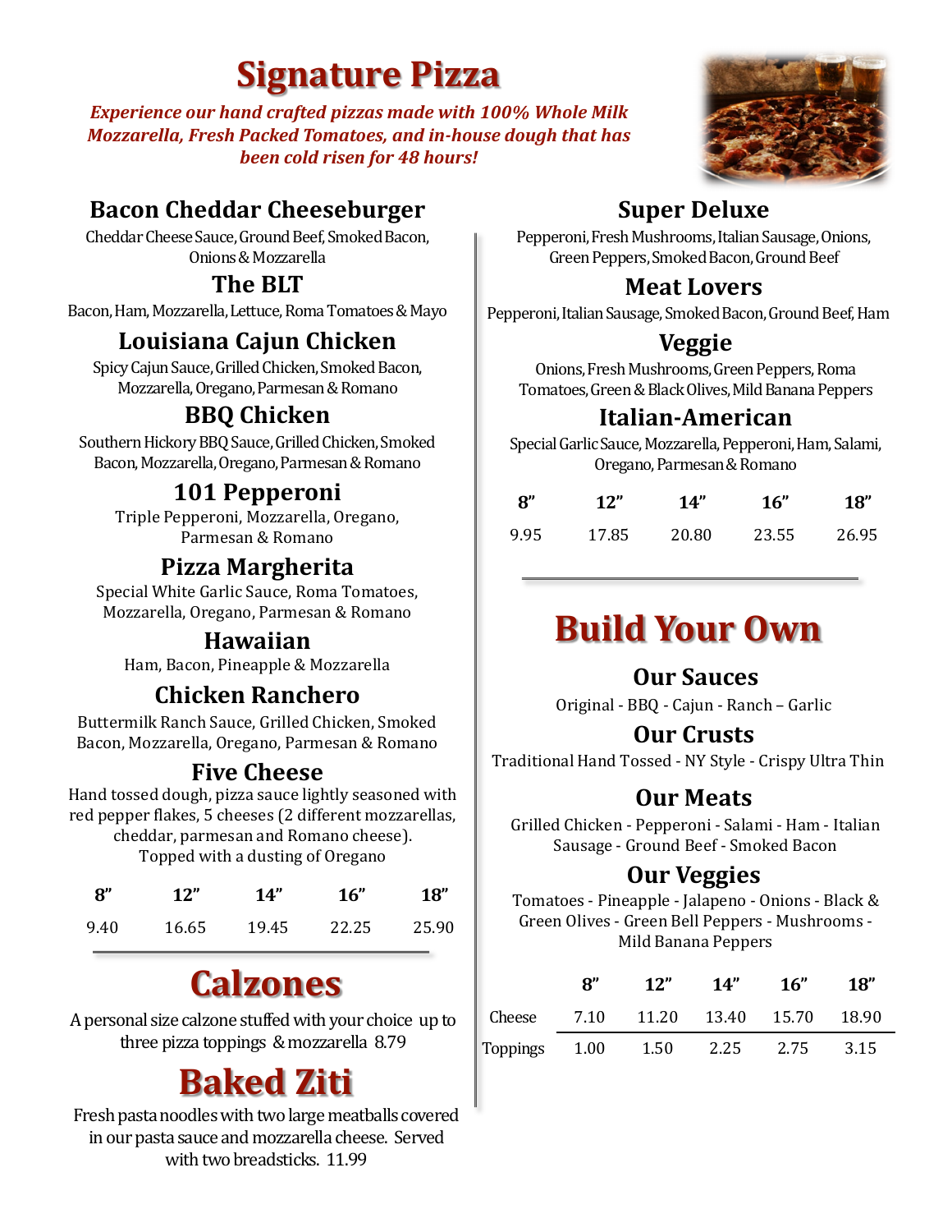# Signature Pizza

***Experience our hand crafted pizzas made with 100% Whole Milk Mozzarella, Fresh Packed Tomatoes, and in-house dough that has been cold risen for 48 hours!***

### Bacon Cheddar Cheeseburger

Cheddar Cheese Sauce, Ground Beef, Smoked Bacon, Onions & Mozzarella

### The BLT

Bacon, Ham, Mozzarella, Lettuce, Roma Tomatoes & Mayo

### Louisiana Cajun Chicken

Spicy Cajun Sauce, Grilled Chicken, Smoked Bacon, Mozzarella, Oregano, Parmesan & Romano

### BBQ Chicken

Southern Hickory BBQ Sauce, Grilled Chicken, Smoked Bacon, Mozzarella, Oregano, Parmesan & Romano

### 101 Pepperoni

Triple Pepperoni, Mozzarella, Oregano, Parmesan & Romano

### Pizza Margherita

Special White Garlic Sauce, Roma Tomatoes, Mozzarella, Oregano, Parmesan & Romano

### Hawaiian

Ham, Bacon, Pineapple & Mozzarella

### Chicken Ranchero

Buttermilk Ranch Sauce, Grilled Chicken, Smoked Bacon, Mozzarella, Oregano, Parmesan & Romano

### Five Cheese

Hand tossed dough, pizza sauce lightly seasoned with red pepper flakes, 5 cheeses (2 different mozzarellas, cheddar, parmesan and Romano cheese). Topped with a dusting of Oregano

| 8” | 12” | 14” | 16” | 18” |
|---|---|---|---|---|
| 9.40 | 16.65 | 19.45 | 22.25 | 25.90 |

# Calzones

A personal size calzone stuffed with your choice up to three pizza toppings & mozzarella 8.79

# Baked Ziti

Fresh pasta noodles with two large meatballs covered in our pasta sauce and mozzarella cheese. Served with two breadsticks. 11.99

### Super Deluxe

Pepperoni, Fresh Mushrooms, Italian Sausage, Onions, Green Peppers, Smoked Bacon, Ground Beef

### Meat Lovers

Pepperoni, Italian Sausage, Smoked Bacon, Ground Beef, Ham

### Veggie

Onions, Fresh Mushrooms, Green Peppers, Roma Tomatoes, Green & Black Olives, Mild Banana Peppers

### Italian-American

Special Garlic Sauce, Mozzarella, Pepperoni, Ham, Salami, Oregano, Parmesan & Romano

| 8” | 12” | 14” | 16” | 18” |
|---|---|---|---|---|
| 9.95 | 17.85 | 20.80 | 23.55 | 26.95 |

# Build Your Own

### Our Sauces

Original - BBQ - Cajun - Ranch – Garlic

### Our Crusts

Traditional Hand Tossed - NY Style - Crispy Ultra Thin

### Our Meats

Grilled Chicken - Pepperoni - Salami - Ham - Italian Sausage - Ground Beef - Smoked Bacon

### Our Veggies

Tomatoes - Pineapple - Jalapeno - Onions - Black & Green Olives - Green Bell Peppers - Mushrooms - Mild Banana Peppers

| | 8” | 12” | 14” | 16” | 18” |
|---|---|---|---|---|---|
| Cheese | 7.10 | 11.20 | 13.40 | 15.70 | 18.90 |
| Toppings | 1.00 | 1.50 | 2.25 | 2.75 | 3.15 |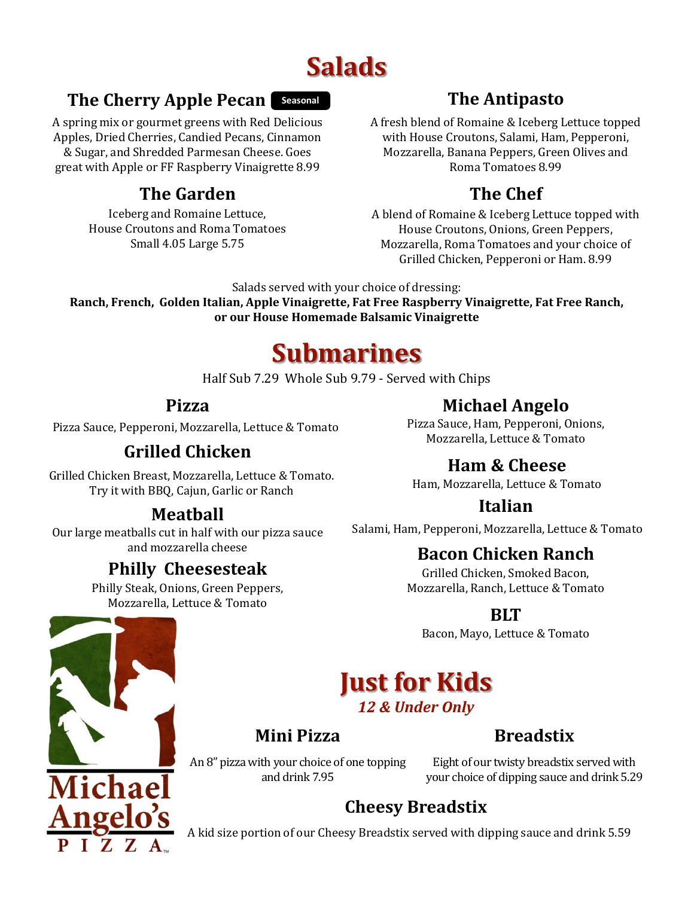# Salads

### The Cherry Apple Pecan **Seasonal**

A spring mix or gourmet greens with Red Delicious Apples, Dried Cherries, Candied Pecans, Cinnamon & Sugar, and Shredded Parmesan Cheese. Goes great with Apple or FF Raspberry Vinaigrette 8.99

### The Garden

Iceberg and Romaine Lettuce, House Croutons and Roma Tomatoes
Small 4.05 Large 5.75

### The Antipasto

A fresh blend of Romaine & Iceberg Lettuce topped with House Croutons, Salami, Ham, Pepperoni, Mozzarella, Banana Peppers, Green Olives and Roma Tomatoes 8.99

### The Chef

A blend of Romaine & Iceberg Lettuce topped with House Croutons, Onions, Green Peppers, Mozzarella, Roma Tomatoes and your choice of Grilled Chicken, Pepperoni or Ham. 8.99

Salads served with your choice of dressing:
**Ranch, French, Golden Italian, Apple Vinaigrette, Fat Free Raspberry Vinaigrette, Fat Free Ranch, or our House Homemade Balsamic Vinaigrette**

# Submarines

Half Sub 7.29 Whole Sub 9.79 - Served with Chips

### Pizza

Pizza Sauce, Pepperoni, Mozzarella, Lettuce & Tomato

### Grilled Chicken

Grilled Chicken Breast, Mozzarella, Lettuce & Tomato. Try it with BBQ, Cajun, Garlic or Ranch

### Meatball

Our large meatballs cut in half with our pizza sauce and mozzarella cheese

### Philly Cheesesteak

Philly Steak, Onions, Green Peppers, Mozzarella, Lettuce & Tomato

### Michael Angelo

Pizza Sauce, Ham, Pepperoni, Onions, Mozzarella, Lettuce & Tomato

### Ham & Cheese

Ham, Mozzarella, Lettuce & Tomato

### Italian

Salami, Ham, Pepperoni, Mozzarella, Lettuce & Tomato

### Bacon Chicken Ranch

Grilled Chicken, Smoked Bacon, Mozzarella, Ranch, Lettuce & Tomato

### BLT

Bacon, Mayo, Lettuce & Tomato

Michael Angelo's PIZZA™

# Just for Kids

*12 & Under Only*

### Mini Pizza

An 8" pizza with your choice of one topping and drink 7.95

### Breadstix

Eight of our twisty breadstix served with your choice of dipping sauce and drink 5.29

### Cheesy Breadstix

A kid size portion of our Cheesy Breadstix served with dipping sauce and drink 5.59